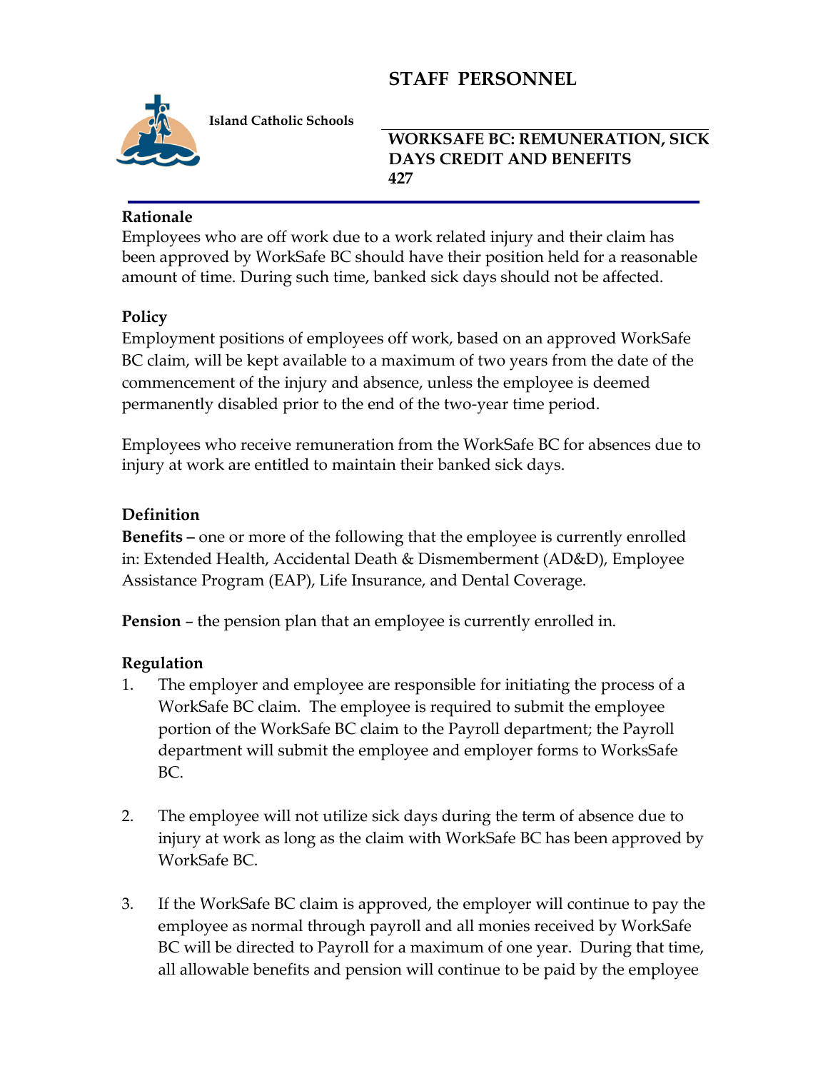# STAFF PERSONNEL

**Island Catholic Schools**

## WORKSAFE BC: REMUNERATION, SICK DAYS CREDIT AND BENEFITS 427

### Rationale

Employees who are off work due to a work related injury and their claim has been approved by WorkSafe BC should have their position held for a reasonable amount of time. During such time, banked sick days should not be affected.

### Policy

Employment positions of employees off work, based on an approved WorkSafe BC claim, will be kept available to a maximum of two years from the date of the commencement of the injury and absence, unless the employee is deemed permanently disabled prior to the end of the two-year time period.

Employees who receive remuneration from the WorkSafe BC for absences due to injury at work are entitled to maintain their banked sick days.

### Definition

**Benefits –** one or more of the following that the employee is currently enrolled in: Extended Health, Accidental Death & Dismemberment (AD&D), Employee Assistance Program (EAP), Life Insurance, and Dental Coverage.

**Pension** – the pension plan that an employee is currently enrolled in.

### Regulation

1. The employer and employee are responsible for initiating the process of a WorkSafe BC claim. The employee is required to submit the employee portion of the WorkSafe BC claim to the Payroll department; the Payroll department will submit the employee and employer forms to WorksSafe BC.

2. The employee will not utilize sick days during the term of absence due to injury at work as long as the claim with WorkSafe BC has been approved by WorkSafe BC.

3. If the WorkSafe BC claim is approved, the employer will continue to pay the employee as normal through payroll and all monies received by WorkSafe BC will be directed to Payroll for a maximum of one year. During that time, all allowable benefits and pension will continue to be paid by the employee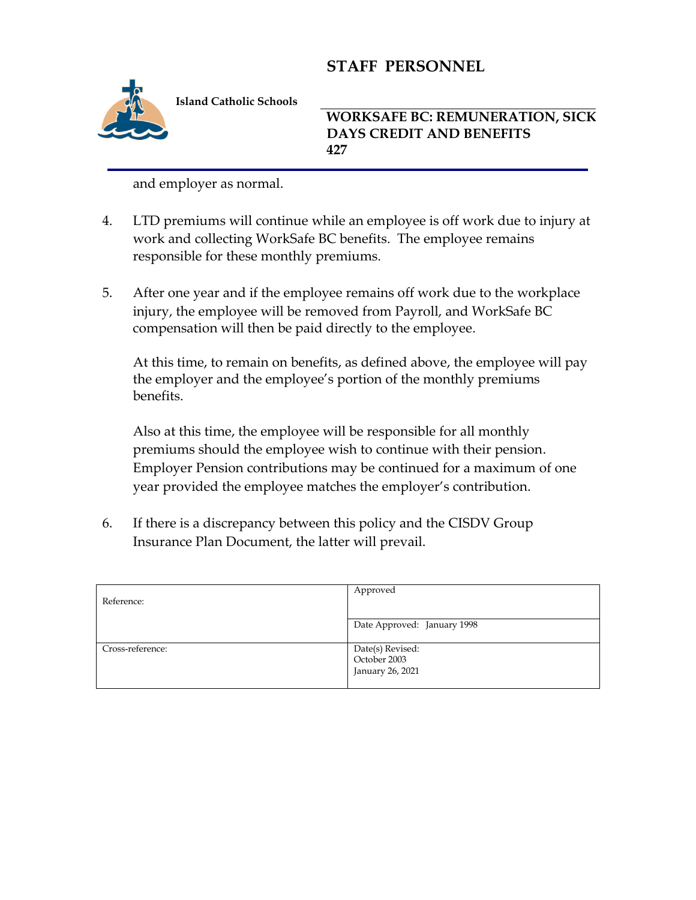and employer as normal.

4. LTD premiums will continue while an employee is off work due to injury at work and collecting WorkSafe BC benefits. The employee remains responsible for these monthly premiums.

5. After one year and if the employee remains off work due to the workplace injury, the employee will be removed from Payroll, and WorkSafe BC compensation will then be paid directly to the employee.

   At this time, to remain on benefits, as defined above, the employee will pay the employer and the employee's portion of the monthly premiums benefits.

   Also at this time, the employee will be responsible for all monthly premiums should the employee wish to continue with their pension. Employer Pension contributions may be continued for a maximum of one year provided the employee matches the employer's contribution.

6. If there is a discrepancy between this policy and the CISDV Group Insurance Plan Document, the latter will prevail.

| | |
|---|---|
| Reference: | Approved |
| | Date Approved: January 1998 |
| Cross-reference: | Date(s) Revised:<br>October 2003<br>January 26, 2021 |